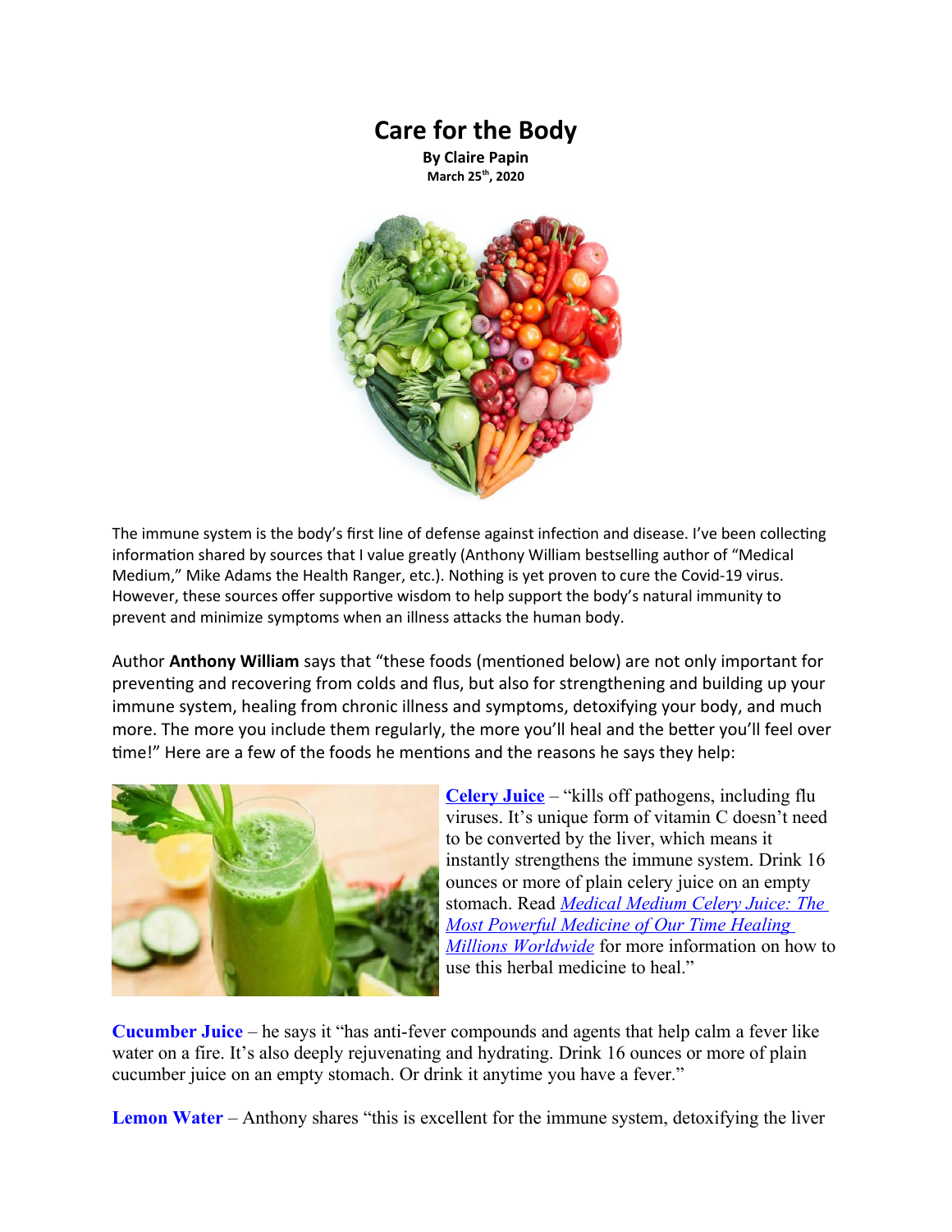# Care for the Body

**By Claire Papin**
**March 25th, 2020**

The immune system is the body's first line of defense against infection and disease. I've been collecting information shared by sources that I value greatly (Anthony William bestselling author of "Medical Medium," Mike Adams the Health Ranger, etc.). Nothing is yet proven to cure the Covid-19 virus. However, these sources offer supportive wisdom to help support the body's natural immunity to prevent and minimize symptoms when an illness attacks the human body.

Author **Anthony William** says that "these foods (mentioned below) are not only important for preventing and recovering from colds and flus, but also for strengthening and building up your immune system, healing from chronic illness and symptoms, detoxifying your body, and much more. The more you include them regularly, the more you'll heal and the better you'll feel over time!" Here are a few of the foods he mentions and the reasons he says they help:

**Celery Juice** – "kills off pathogens, including flu viruses. It's unique form of vitamin C doesn't need to be converted by the liver, which means it instantly strengthens the immune system. Drink 16 ounces or more of plain celery juice on an empty stomach. Read *Medical Medium Celery Juice: The Most Powerful Medicine of Our Time Healing Millions Worldwide* for more information on how to use this herbal medicine to heal."

**Cucumber Juice** – he says it "has anti-fever compounds and agents that help calm a fever like water on a fire. It's also deeply rejuvenating and hydrating. Drink 16 ounces or more of plain cucumber juice on an empty stomach. Or drink it anytime you have a fever."

**Lemon Water** – Anthony shares "this is excellent for the immune system, detoxifying the liver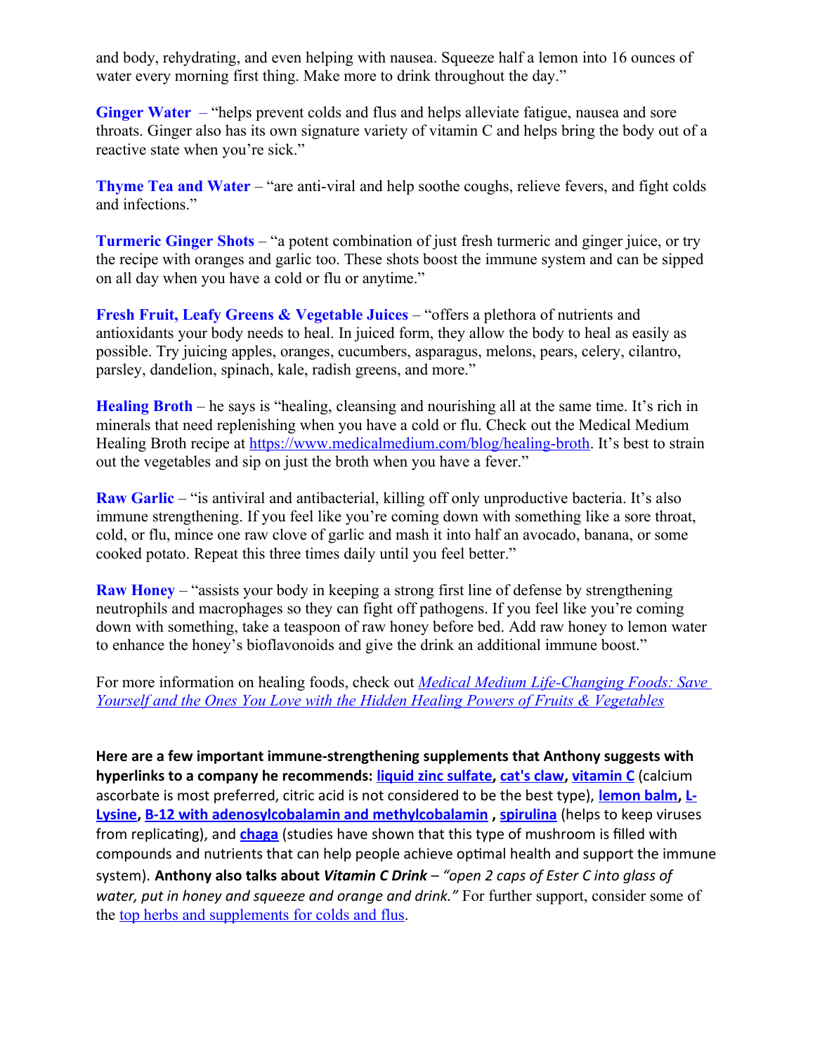and body, rehydrating, and even helping with nausea. Squeeze half a lemon into 16 ounces of water every morning first thing. Make more to drink throughout the day."

**Ginger Water** – "helps prevent colds and flus and helps alleviate fatigue, nausea and sore throats. Ginger also has its own signature variety of vitamin C and helps bring the body out of a reactive state when you're sick."

**Thyme Tea and Water** – "are anti-viral and help soothe coughs, relieve fevers, and fight colds and infections."

**Turmeric Ginger Shots** – "a potent combination of just fresh turmeric and ginger juice, or try the recipe with oranges and garlic too. These shots boost the immune system and can be sipped on all day when you have a cold or flu or anytime."

**Fresh Fruit, Leafy Greens & Vegetable Juices** – "offers a plethora of nutrients and antioxidants your body needs to heal. In juiced form, they allow the body to heal as easily as possible. Try juicing apples, oranges, cucumbers, asparagus, melons, pears, celery, cilantro, parsley, dandelion, spinach, kale, radish greens, and more."

**Healing Broth** – he says is "healing, cleansing and nourishing all at the same time. It's rich in minerals that need replenishing when you have a cold or flu. Check out the Medical Medium Healing Broth recipe at https://www.medicalmedium.com/blog/healing-broth. It's best to strain out the vegetables and sip on just the broth when you have a fever."

**Raw Garlic** – "is antiviral and antibacterial, killing off only unproductive bacteria. It's also immune strengthening. If you feel like you're coming down with something like a sore throat, cold, or flu, mince one raw clove of garlic and mash it into half an avocado, banana, or some cooked potato. Repeat this three times daily until you feel better."

**Raw Honey** – "assists your body in keeping a strong first line of defense by strengthening neutrophils and macrophages so they can fight off pathogens. If you feel like you're coming down with something, take a teaspoon of raw honey before bed. Add raw honey to lemon water to enhance the honey's bioflavonoids and give the drink an additional immune boost."

For more information on healing foods, check out *Medical Medium Life-Changing Foods: Save Yourself and the Ones You Love with the Hidden Healing Powers of Fruits & Vegetables*

**Here are a few important immune-strengthening supplements that Anthony suggests with hyperlinks to a company he recommends: liquid zinc sulfate, cat's claw, vitamin C** (calcium ascorbate is most preferred, citric acid is not considered to be the best type), **lemon balm, L-Lysine, B-12 with adenosylcobalamin and methylcobalamin , spirulina** (helps to keep viruses from replicating), and **chaga** (studies have shown that this type of mushroom is filled with compounds and nutrients that can help people achieve optimal health and support the immune system). **Anthony also talks about *Vitamin C Drink*** – *"open 2 caps of Ester C into glass of water, put in honey and squeeze and orange and drink."* For further support, consider some of the top herbs and supplements for colds and flus.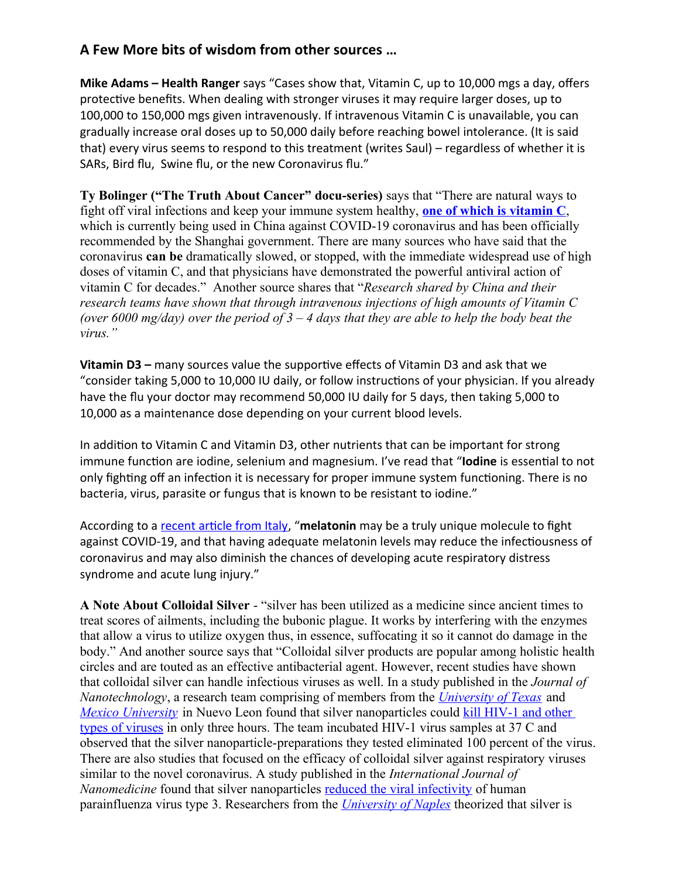## A Few More bits of wisdom from other sources …

**Mike Adams – Health Ranger** says "Cases show that, Vitamin C, up to 10,000 mgs a day, offers protective benefits. When dealing with stronger viruses it may require larger doses, up to 100,000 to 150,000 mgs given intravenously. If intravenous Vitamin C is unavailable, you can gradually increase oral doses up to 50,000 daily before reaching bowel intolerance. (It is said that) every virus seems to respond to this treatment (writes Saul) – regardless of whether it is SARs, Bird flu, Swine flu, or the new Coronavirus flu."

**Ty Bolinger ("The Truth About Cancer" docu-series)** says that "There are natural ways to fight off viral infections and keep your immune system healthy, **one of which is vitamin C**, which is currently being used in China against COVID-19 coronavirus and has been officially recommended by the Shanghai government. There are many sources who have said that the coronavirus **can be** dramatically slowed, or stopped, with the immediate widespread use of high doses of vitamin C, and that physicians have demonstrated the powerful antiviral action of vitamin C for decades." Another source shares that "*Research shared by China and their research teams have shown that through intravenous injections of high amounts of Vitamin C (over 6000 mg/day) over the period of 3 – 4 days that they are able to help the body beat the virus."*

**Vitamin D3 –** many sources value the supportive effects of Vitamin D3 and ask that we "consider taking 5,000 to 10,000 IU daily, or follow instructions of your physician. If you already have the flu your doctor may recommend 50,000 IU daily for 5 days, then taking 5,000 to 10,000 as a maintenance dose depending on your current blood levels.

In addition to Vitamin C and Vitamin D3, other nutrients that can be important for strong immune function are iodine, selenium and magnesium. I've read that "**Iodine** is essential to not only fighting off an infection it is necessary for proper immune system functioning. There is no bacteria, virus, parasite or fungus that is known to be resistant to iodine."

According to a recent article from Italy, "**melatonin** may be a truly unique molecule to fight against COVID-19, and that having adequate melatonin levels may reduce the infectiousness of coronavirus and may also diminish the chances of developing acute respiratory distress syndrome and acute lung injury."

**A Note About Colloidal Silver** - "silver has been utilized as a medicine since ancient times to treat scores of ailments, including the bubonic plague. It works by interfering with the enzymes that allow a virus to utilize oxygen thus, in essence, suffocating it so it cannot do damage in the body." And another source says that "Colloidal silver products are popular among holistic health circles and are touted as an effective antibacterial agent. However, recent studies have shown that colloidal silver can handle infectious viruses as well. In a study published in the *Journal of Nanotechnology*, a research team comprising of members from the *University of Texas* and *Mexico University* in Nuevo Leon found that silver nanoparticles could kill HIV-1 and other types of viruses in only three hours. The team incubated HIV-1 virus samples at 37 C and observed that the silver nanoparticle-preparations they tested eliminated 100 percent of the virus. There are also studies that focused on the efficacy of colloidal silver against respiratory viruses similar to the novel coronavirus. A study published in the *International Journal of Nanomedicine* found that silver nanoparticles reduced the viral infectivity of human parainfluenza virus type 3. Researchers from the *University of Naples* theorized that silver is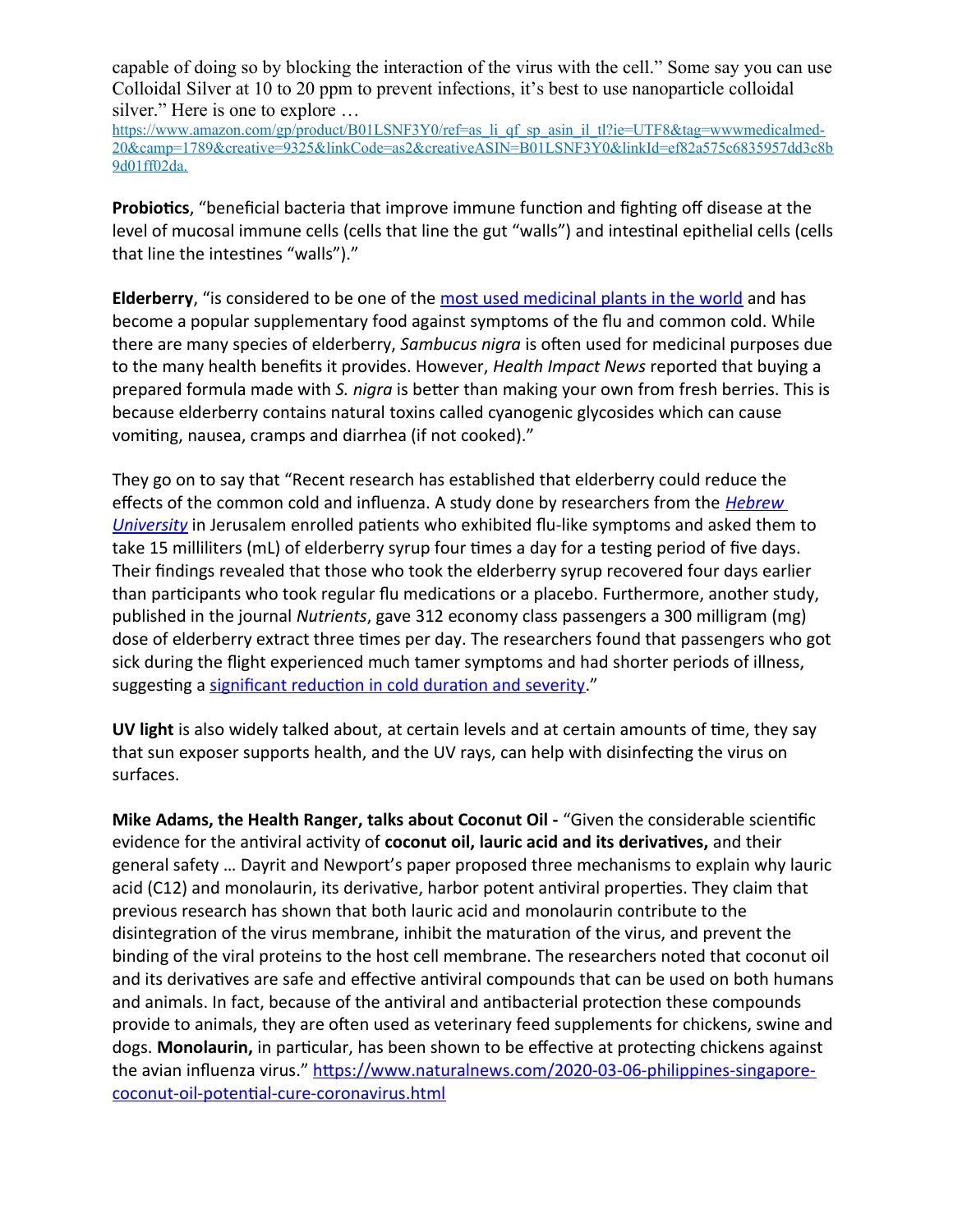capable of doing so by blocking the interaction of the virus with the cell." Some say you can use Colloidal Silver at 10 to 20 ppm to prevent infections, it's best to use nanoparticle colloidal silver." Here is one to explore …
https://www.amazon.com/gp/product/B01LSNF3Y0/ref=as_li_qf_sp_asin_il_tl?ie=UTF8&tag=wwwmedicalmed-20&camp=1789&creative=9325&linkCode=as2&creativeASIN=B01LSNF3Y0&linkId=ef82a575c6835957dd3c8b9d01ff02da.

**Probiotics**, "beneficial bacteria that improve immune function and fighting off disease at the level of mucosal immune cells (cells that line the gut "walls") and intestinal epithelial cells (cells that line the intestines "walls")."

**Elderberry**, "is considered to be one of the most used medicinal plants in the world and has become a popular supplementary food against symptoms of the flu and common cold. While there are many species of elderberry, *Sambucus nigra* is often used for medicinal purposes due to the many health benefits it provides. However, *Health Impact News* reported that buying a prepared formula made with *S. nigra* is better than making your own from fresh berries. This is because elderberry contains natural toxins called cyanogenic glycosides which can cause vomiting, nausea, cramps and diarrhea (if not cooked)."

They go on to say that "Recent research has established that elderberry could reduce the effects of the common cold and influenza. A study done by researchers from the *Hebrew University* in Jerusalem enrolled patients who exhibited flu-like symptoms and asked them to take 15 milliliters (mL) of elderberry syrup four times a day for a testing period of five days. Their findings revealed that those who took the elderberry syrup recovered four days earlier than participants who took regular flu medications or a placebo. Furthermore, another study, published in the journal *Nutrients*, gave 312 economy class passengers a 300 milligram (mg) dose of elderberry extract three times per day. The researchers found that passengers who got sick during the flight experienced much tamer symptoms and had shorter periods of illness, suggesting a significant reduction in cold duration and severity."

**UV light** is also widely talked about, at certain levels and at certain amounts of time, they say that sun exposer supports health, and the UV rays, can help with disinfecting the virus on surfaces.

**Mike Adams, the Health Ranger, talks about Coconut Oil -** "Given the considerable scientific evidence for the antiviral activity of **coconut oil, lauric acid and its derivatives,** and their general safety … Dayrit and Newport's paper proposed three mechanisms to explain why lauric acid (C12) and monolaurin, its derivative, harbor potent antiviral properties. They claim that previous research has shown that both lauric acid and monolaurin contribute to the disintegration of the virus membrane, inhibit the maturation of the virus, and prevent the binding of the viral proteins to the host cell membrane. The researchers noted that coconut oil and its derivatives are safe and effective antiviral compounds that can be used on both humans and animals. In fact, because of the antiviral and antibacterial protection these compounds provide to animals, they are often used as veterinary feed supplements for chickens, swine and dogs. **Monolaurin,** in particular, has been shown to be effective at protecting chickens against the avian influenza virus." https://www.naturalnews.com/2020-03-06-philippines-singapore-coconut-oil-potential-cure-coronavirus.html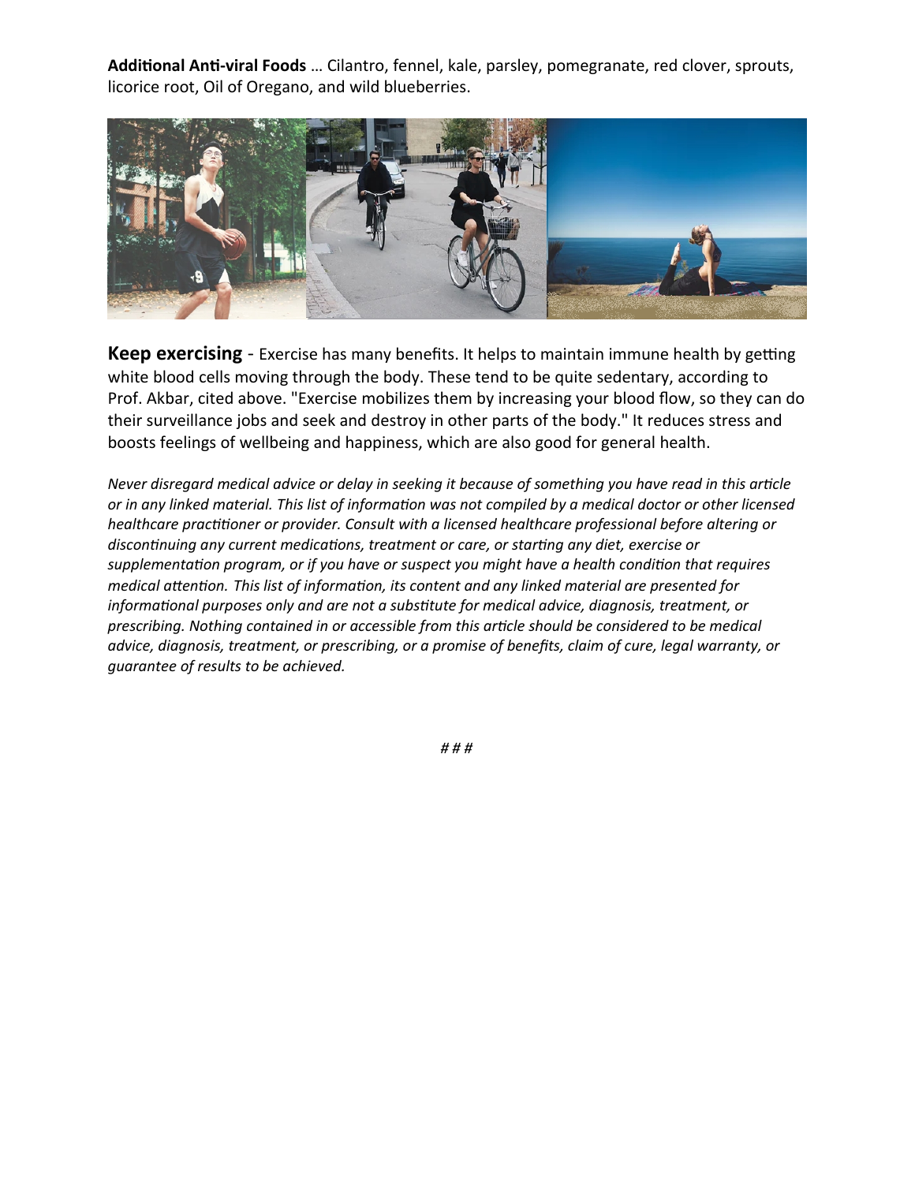**Additional Anti-viral Foods** … Cilantro, fennel, kale, parsley, pomegranate, red clover, sprouts, licorice root, Oil of Oregano, and wild blueberries.

**Keep exercising** - Exercise has many benefits. It helps to maintain immune health by getting white blood cells moving through the body. These tend to be quite sedentary, according to Prof. Akbar, cited above. "Exercise mobilizes them by increasing your blood flow, so they can do their surveillance jobs and seek and destroy in other parts of the body." It reduces stress and boosts feelings of wellbeing and happiness, which are also good for general health.

*Never disregard medical advice or delay in seeking it because of something you have read in this article or in any linked material. This list of information was not compiled by a medical doctor or other licensed healthcare practitioner or provider. Consult with a licensed healthcare professional before altering or discontinuing any current medications, treatment or care, or starting any diet, exercise or supplementation program, or if you have or suspect you might have a health condition that requires medical attention. This list of information, its content and any linked material are presented for informational purposes only and are not a substitute for medical advice, diagnosis, treatment, or prescribing. Nothing contained in or accessible from this article should be considered to be medical advice, diagnosis, treatment, or prescribing, or a promise of benefits, claim of cure, legal warranty, or guarantee of results to be achieved.*

*# # #*